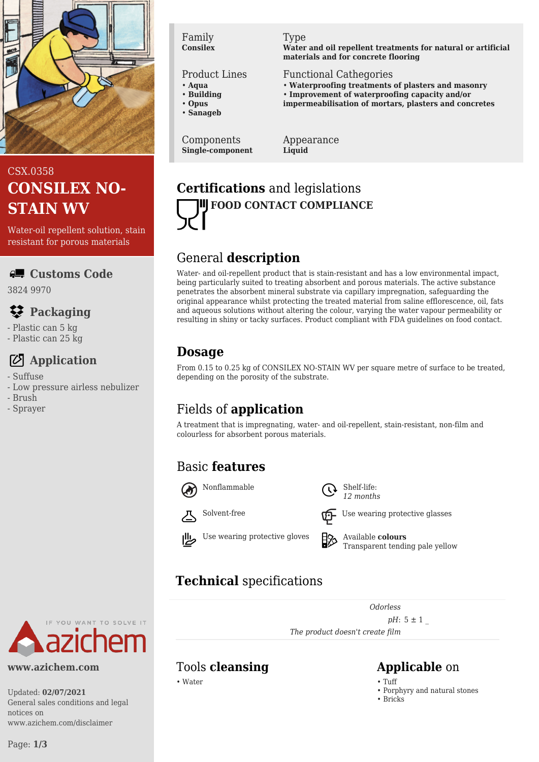CSX.0358

# CONSILEX NO-STAIN WV

Water-oil repellent solution, stain resistant for porous materials

## Customs Code

3824 9970

## Packaging

- Plastic can 5 kg
- Plastic can 25 kg

## Application

- Suffuse
- Low pressure airless nebulizer
- Brush
- Sprayer

www.azichem.com

Updated: **02/07/2021**
General sales conditions and legal notices on www.azichem.com/disclaimer

| | |
|---|---|
| Family<br>**Consilex** | Type<br>**Water and oil repellent treatments for natural or artificial materials and for concrete flooring** |
| Product Lines<br>• **Aqua**<br>• **Building**<br>• **Opus**<br>• **Sanageb** | Functional Cathegories<br>• **Waterproofing treatments of plasters and masonry**<br>• **Improvement of waterproofing capacity and/or impermeabilisation of mortars, plasters and concretes** |
| Components<br>**Single-component** | Appearance<br>**Liquid** |

## **Certifications** and legislations

**FOOD CONTACT COMPLIANCE**

## General **description**

Water- and oil-repellent product that is stain-resistant and has a low environmental impact, being particularly suited to treating absorbent and porous materials. The active substance penetrates the absorbent mineral substrate via capillary impregnation, safeguarding the original appearance whilst protecting the treated material from saline efflorescence, oil, fats and aqueous solutions without altering the colour, varying the water vapour permeability or resulting in shiny or tacky surfaces. Product compliant with FDA guidelines on food contact.

## Dosage

From 0.15 to 0.25 kg of CONSILEX NO-STAIN WV per square metre of surface to be treated, depending on the porosity of the substrate.

## Fields of **application**

A treatment that is impregnating, water- and oil-repellent, stain-resistant, non-film and colourless for absorbent porous materials.

## Basic **features**

- Nonflammable
- Shelf-life: *12 months*
- Solvent-free
- Use wearing protective glasses
- Use wearing protective gloves
- Available **colours**: Transparent tending pale yellow

## **Technical** specifications

*Odorless*

*pH*: 5 ± 1 _

*The product doesn't create film*

## Tools **cleansing**

- Water

## **Applicable** on

- Tuff
- Porphyry and natural stones
- Bricks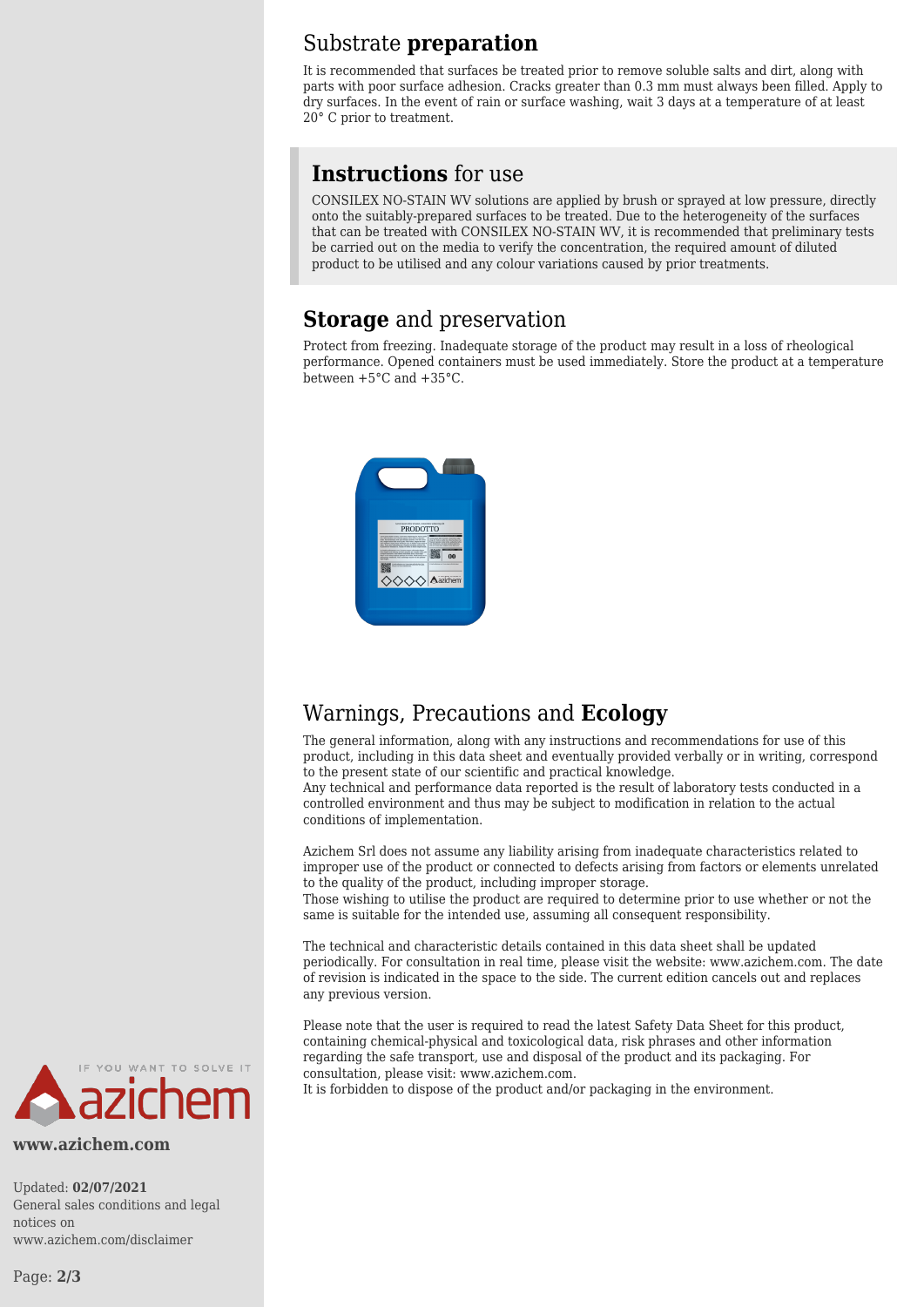## Substrate **preparation**

It is recommended that surfaces be treated prior to remove soluble salts and dirt, along with parts with poor surface adhesion. Cracks greater than 0.3 mm must always been filled. Apply to dry surfaces. In the event of rain or surface washing, wait 3 days at a temperature of at least 20° C prior to treatment.

## **Instructions** for use

CONSILEX NO-STAIN WV solutions are applied by brush or sprayed at low pressure, directly onto the suitably-prepared surfaces to be treated. Due to the heterogeneity of the surfaces that can be treated with CONSILEX NO-STAIN WV, it is recommended that preliminary tests be carried out on the media to verify the concentration, the required amount of diluted product to be utilised and any colour variations caused by prior treatments.

## **Storage** and preservation

Protect from freezing. Inadequate storage of the product may result in a loss of rheological performance. Opened containers must be used immediately. Store the product at a temperature between +5°C and +35°C.

## Warnings, Precautions and **Ecology**

The general information, along with any instructions and recommendations for use of this product, including in this data sheet and eventually provided verbally or in writing, correspond to the present state of our scientific and practical knowledge.
Any technical and performance data reported is the result of laboratory tests conducted in a controlled environment and thus may be subject to modification in relation to the actual conditions of implementation.

Azichem Srl does not assume any liability arising from inadequate characteristics related to improper use of the product or connected to defects arising from factors or elements unrelated to the quality of the product, including improper storage.
Those wishing to utilise the product are required to determine prior to use whether or not the same is suitable for the intended use, assuming all consequent responsibility.

The technical and characteristic details contained in this data sheet shall be updated periodically. For consultation in real time, please visit the website: www.azichem.com. The date of revision is indicated in the space to the side. The current edition cancels out and replaces any previous version.

Please note that the user is required to read the latest Safety Data Sheet for this product, containing chemical-physical and toxicological data, risk phrases and other information regarding the safe transport, use and disposal of the product and its packaging. For consultation, please visit: www.azichem.com.
It is forbidden to dispose of the product and/or packaging in the environment.

**www.azichem.com**

Updated: **02/07/2021**
General sales conditions and legal notices on www.azichem.com/disclaimer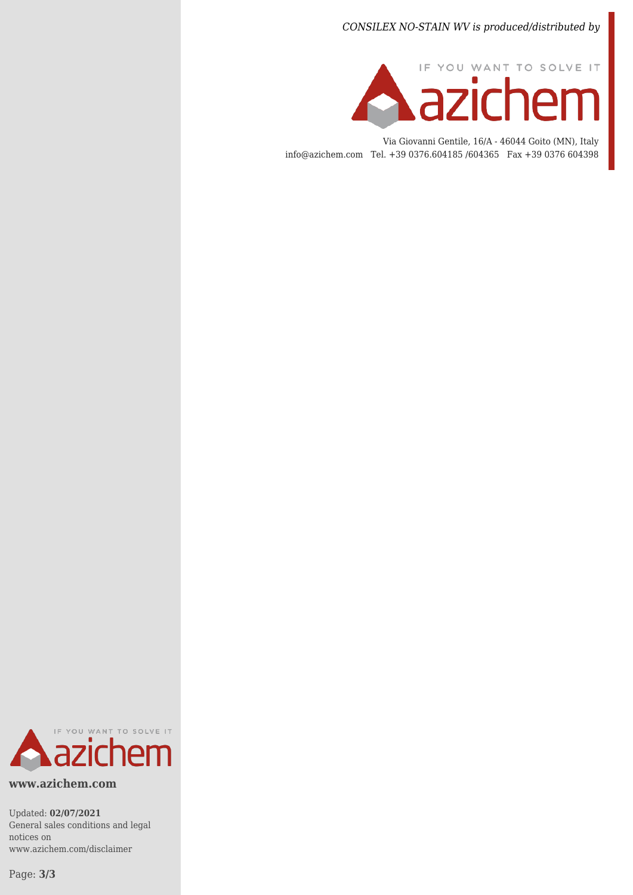*CONSILEX NO-STAIN WV is produced/distributed by*

IF YOU WANT TO SOLVE IT

azichem

Via Giovanni Gentile, 16/A - 46044 Goito (MN), Italy
info@azichem.com Tel. +39 0376.604185 /604365 Fax +39 0376 604398

IF YOU WANT TO SOLVE IT

azichem

**www.azichem.com**

Updated: **02/07/2021**
General sales conditions and legal notices on www.azichem.com/disclaimer